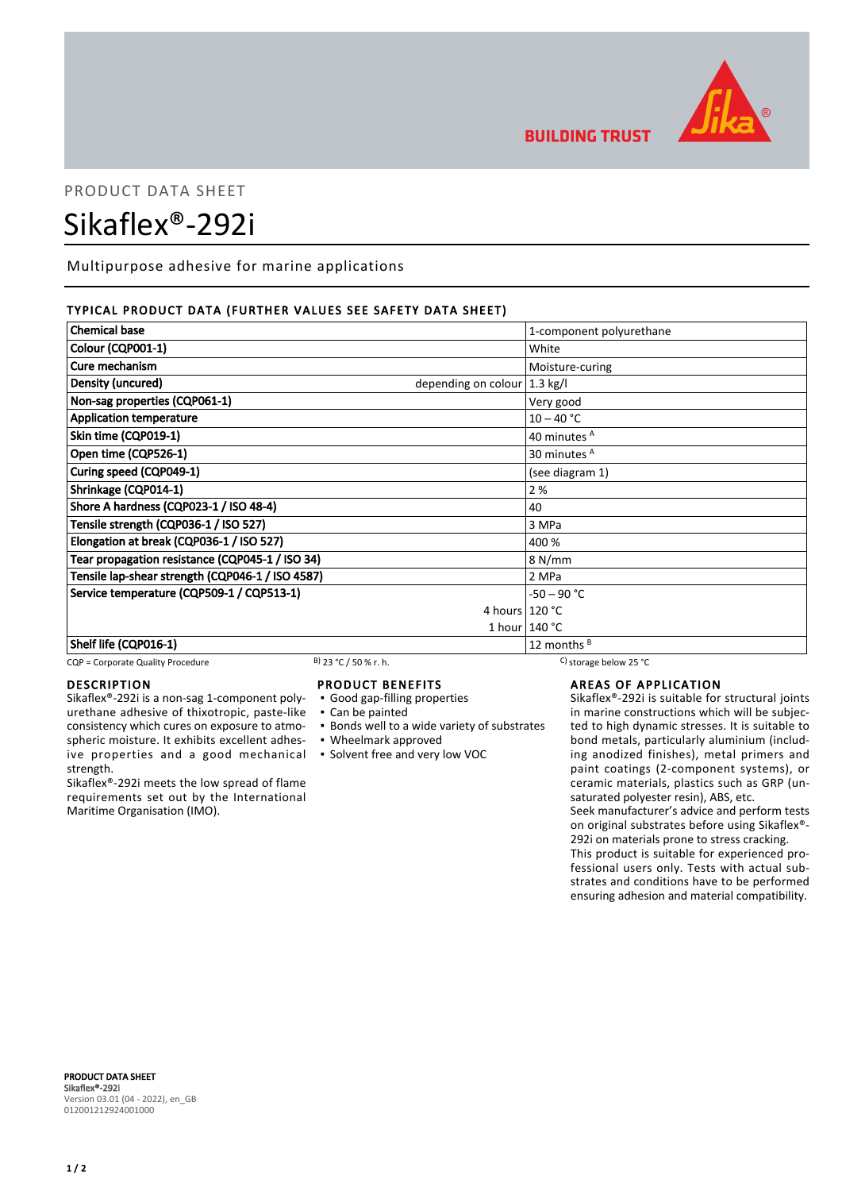BUILDING TRUST

PRODUCT DATA SHEET

# Sikaflex®-292i

Multipurpose adhesive for marine applications

## TYPICAL PRODUCT DATA (FURTHER VALUES SEE SAFETY DATA SHEET)

| Property | | Value |
|---|---|---|
| Chemical base | | 1-component polyurethane |
| Colour (CQP001-1) | | White |
| Cure mechanism | | Moisture-curing |
| Density (uncured) | depending on colour | 1.3 kg/l |
| Non-sag properties (CQP061-1) | | Very good |
| Application temperature | | 10 – 40 °C |
| Skin time (CQP019-1) | | 40 minutes [A] |
| Open time (CQP526-1) | | 30 minutes [A] |
| Curing speed (CQP049-1) | | (see diagram 1) |
| Shrinkage (CQP014-1) | | 2 % |
| Shore A hardness (CQP023-1 / ISO 48-4) | | 40 |
| Tensile strength (CQP036-1 / ISO 527) | | 3 MPa |
| Elongation at break (CQP036-1 / ISO 527) | | 400 % |
| Tear propagation resistance (CQP045-1 / ISO 34) | | 8 N/mm |
| Tensile lap-shear strength (CQP046-1 / ISO 4587) | | 2 MPa |
| Service temperature (CQP509-1 / CQP513-1) | | -50 – 90 °C |
| | 4 hours | 120 °C |
| | 1 hour | 140 °C |
| Shelf life (CQP016-1) | | 12 months [B] |

CQP = Corporate Quality Procedure [B]) 23 °C / 50 % r. h. [C]) storage below 25 °C

## DESCRIPTION

Sikaflex®-292i is a non-sag 1-component polyurethane adhesive of thixotropic, paste-like consistency which cures on exposure to atmospheric moisture. It exhibits excellent adhesive properties and a good mechanical strength.

Sikaflex®-292i meets the low spread of flame requirements set out by the International Maritime Organisation (IMO).

## PRODUCT BENEFITS

- Good gap-filling properties
- Can be painted
- Bonds well to a wide variety of substrates
- Wheelmark approved
- Solvent free and very low VOC

## AREAS OF APPLICATION

Sikaflex®-292i is suitable for structural joints in marine constructions which will be subjected to high dynamic stresses. It is suitable to bond metals, particularly aluminium (including anodized finishes), metal primers and paint coatings (2-component systems), or ceramic materials, plastics such as GRP (unsaturated polyester resin), ABS, etc.

Seek manufacturer's advice and perform tests on original substrates before using Sikaflex®-292i on materials prone to stress cracking.

This product is suitable for experienced professional users only. Tests with actual substrates and conditions have to be performed ensuring adhesion and material compatibility.

**PRODUCT DATA SHEET**
**Sikaflex®-292i**
Version 03.01 (04 - 2022), en_GB
012001212924001000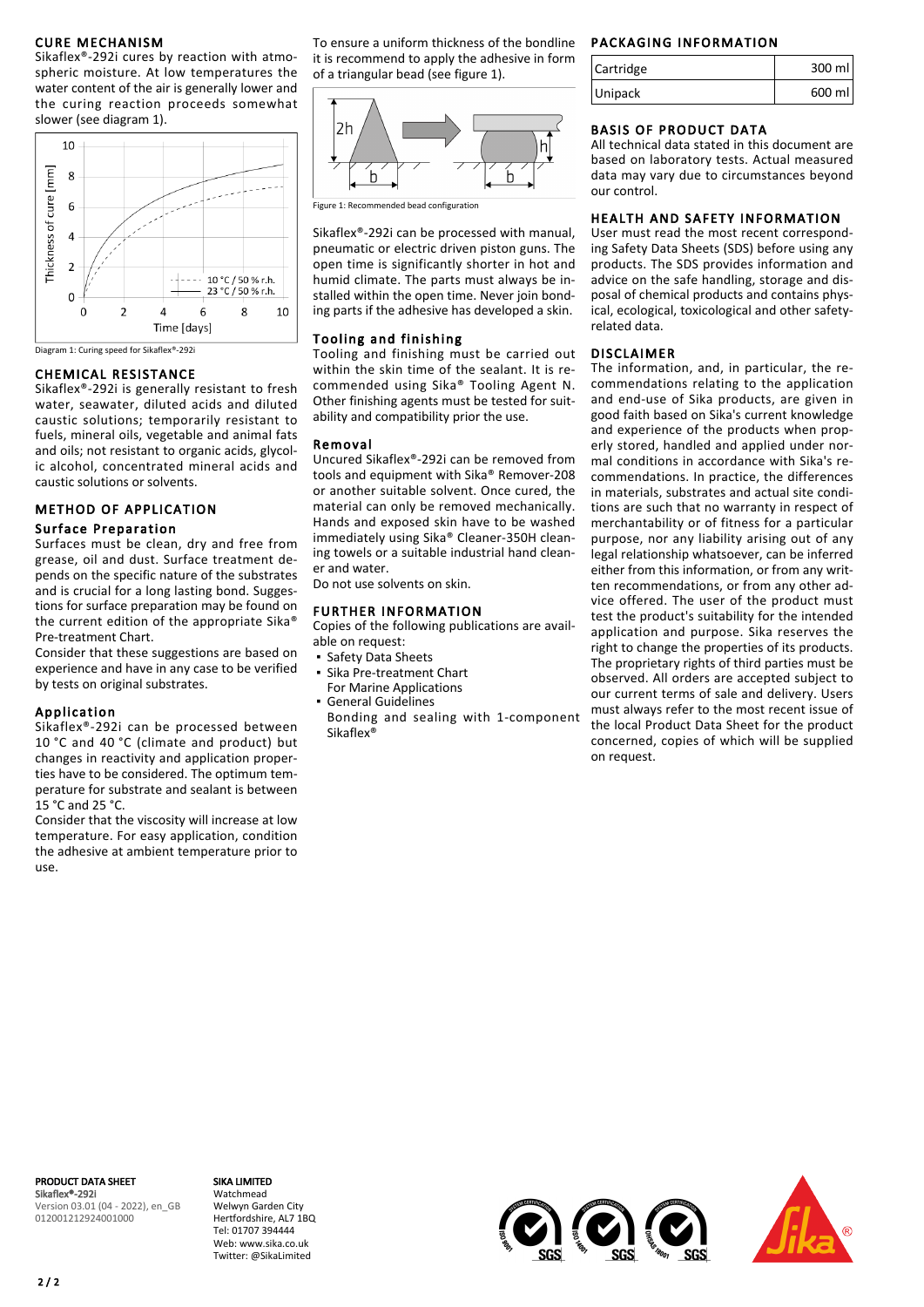## CURE MECHANISM

Sikaflex®-292i cures by reaction with atmospheric moisture. At low temperatures the water content of the air is generally lower and the curing reaction proceeds somewhat slower (see diagram 1).

Thickness of cure [mm]
10
8
6
4
2
0
0 2 4 6 8 10
Time [days]
10 °C / 50 % r.h.
23 °C / 50 % r.h.

Diagram 1: Curing speed for Sikaflex®-292i

## CHEMICAL RESISTANCE

Sikaflex®-292i is generally resistant to fresh water, seawater, diluted acids and diluted caustic solutions; temporarily resistant to fuels, mineral oils, vegetable and animal fats and oils; not resistant to organic acids, glycolic alcohol, concentrated mineral acids and caustic solutions or solvents.

## METHOD OF APPLICATION

### Surface Preparation

Surfaces must be clean, dry and free from grease, oil and dust. Surface treatment depends on the specific nature of the substrates and is crucial for a long lasting bond. Suggestions for surface preparation may be found on the current edition of the appropriate Sika® Pre-treatment Chart.

Consider that these suggestions are based on experience and have in any case to be verified by tests on original substrates.

### Application

Sikaflex®-292i can be processed between 10 °C and 40 °C (climate and product) but changes in reactivity and application properties have to be considered. The optimum temperature for substrate and sealant is between 15 °C and 25 °C.

Consider that the viscosity will increase at low temperature. For easy application, condition the adhesive at ambient temperature prior to use.

To ensure a uniform thickness of the bondline it is recommend to apply the adhesive in form of a triangular bead (see figure 1).

2h
h
b
b

Figure 1: Recommended bead configuration

Sikaflex®-292i can be processed with manual, pneumatic or electric driven piston guns. The open time is significantly shorter in hot and humid climate. The parts must always be installed within the open time. Never join bonding parts if the adhesive has developed a skin.

### Tooling and finishing

Tooling and finishing must be carried out within the skin time of the sealant. It is recommended using Sika® Tooling Agent N. Other finishing agents must be tested for suitability and compatibility prior the use.

### Removal

Uncured Sikaflex®-292i can be removed from tools and equipment with Sika® Remover-208 or another suitable solvent. Once cured, the material can only be removed mechanically. Hands and exposed skin have to be washed immediately using Sika® Cleaner-350H cleaning towels or a suitable industrial hand cleaner and water.

Do not use solvents on skin.

## FURTHER INFORMATION

Copies of the following publications are available on request:

- Safety Data Sheets
- Sika Pre-treatment Chart For Marine Applications
- General Guidelines Bonding and sealing with 1-component Sikaflex®

## PACKAGING INFORMATION

| | |
|---|---|
| Cartridge | 300 ml |
| Unipack | 600 ml |

## BASIS OF PRODUCT DATA

All technical data stated in this document are based on laboratory tests. Actual measured data may vary due to circumstances beyond our control.

## HEALTH AND SAFETY INFORMATION

User must read the most recent corresponding Safety Data Sheets (SDS) before using any products. The SDS provides information and advice on the safe handling, storage and disposal of chemical products and contains physical, ecological, toxicological and other safety-related data.

## DISCLAIMER

The information, and, in particular, the recommendations relating to the application and end-use of Sika products, are given in good faith based on Sika's current knowledge and experience of the products when properly stored, handled and applied under normal conditions in accordance with Sika's recommendations. In practice, the differences in materials, substrates and actual site conditions are such that no warranty in respect of merchantability or of fitness for a particular purpose, nor any liability arising out of any legal relationship whatsoever, can be inferred either from this information, or from any written recommendations, or from any other advice offered. The user of the product must test the product's suitability for the intended application and purpose. Sika reserves the right to change the properties of its products. The proprietary rights of third parties must be observed. All orders are accepted subject to our current terms of sale and delivery. Users must always refer to the most recent issue of the local Product Data Sheet for the product concerned, copies of which will be supplied on request.

**PRODUCT DATA SHEET**
**Sikaflex®-292i**
Version 03.01 (04 - 2022), en_GB
012001212924001000

**SIKA LIMITED**
Watchmead
Welwyn Garden City
Hertfordshire, AL7 1BQ
Tel: 01707 394444
Web: www.sika.co.uk
Twitter: @SikaLimited